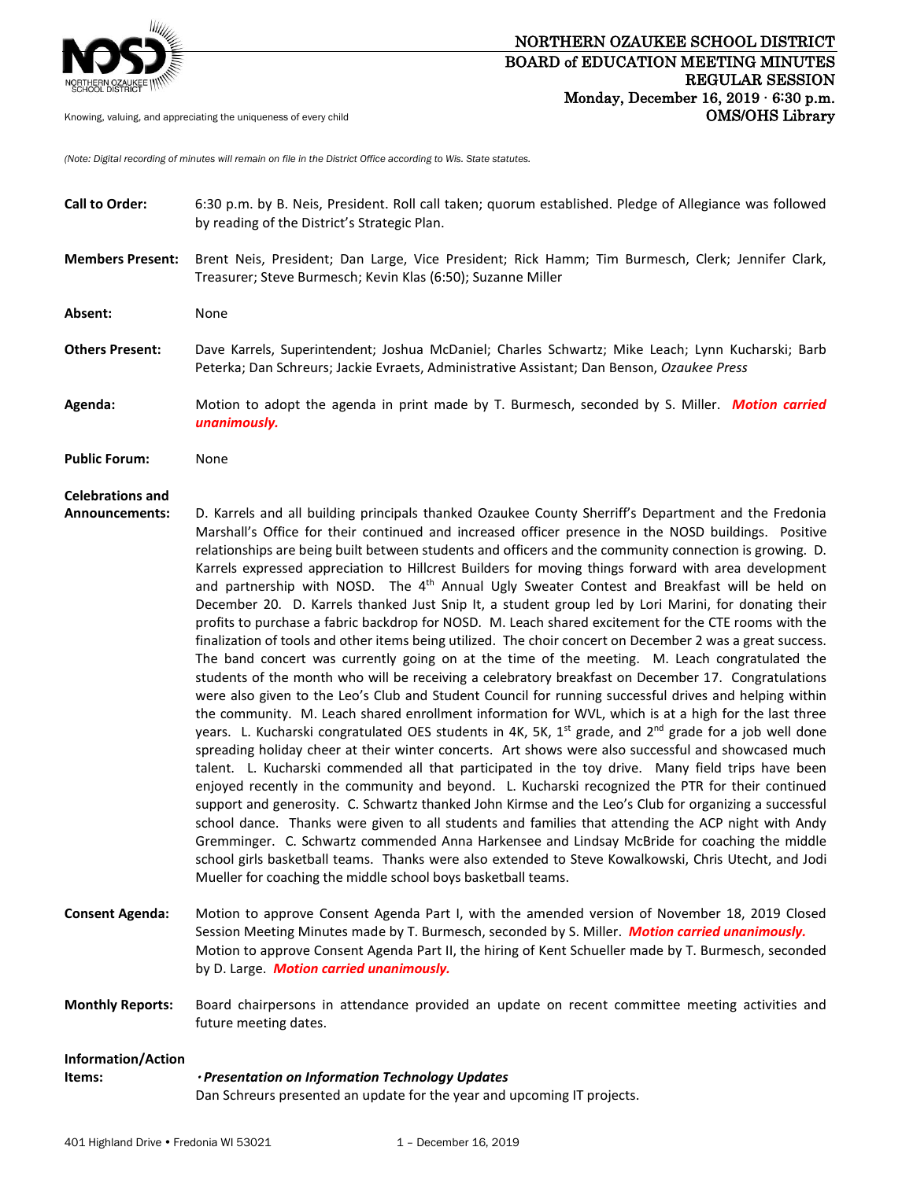# NORTHERN OZAUKEE SCHOOL DISTRICT
## BOARD of EDUCATION MEETING MINUTES
## REGULAR SESSION
### Monday, December 16, 2019 · 6:30 p.m.
### OMS/OHS Library

Knowing, valuing, and appreciating the uniqueness of every child

*(Note: Digital recording of minutes will remain on file in the District Office according to Wis. State statutes.*

**Call to Order:** 6:30 p.m. by B. Neis, President. Roll call taken; quorum established. Pledge of Allegiance was followed by reading of the District's Strategic Plan.

**Members Present:** Brent Neis, President; Dan Large, Vice President; Rick Hamm; Tim Burmesch, Clerk; Jennifer Clark, Treasurer; Steve Burmesch; Kevin Klas (6:50); Suzanne Miller

**Absent:** None

**Others Present:** Dave Karrels, Superintendent; Joshua McDaniel; Charles Schwartz; Mike Leach; Lynn Kucharski; Barb Peterka; Dan Schreurs; Jackie Evraets, Administrative Assistant; Dan Benson, *Ozaukee Press*

**Agenda:** Motion to adopt the agenda in print made by T. Burmesch, seconded by S. Miller. ***Motion carried unanimously.***

**Public Forum:** None

**Celebrations and Announcements:** D. Karrels and all building principals thanked Ozaukee County Sherriff's Department and the Fredonia Marshall's Office for their continued and increased officer presence in the NOSD buildings. Positive relationships are being built between students and officers and the community connection is growing. D. Karrels expressed appreciation to Hillcrest Builders for moving things forward with area development and partnership with NOSD. The 4th Annual Ugly Sweater Contest and Breakfast will be held on December 20. D. Karrels thanked Just Snip It, a student group led by Lori Marini, for donating their profits to purchase a fabric backdrop for NOSD. M. Leach shared excitement for the CTE rooms with the finalization of tools and other items being utilized. The choir concert on December 2 was a great success. The band concert was currently going on at the time of the meeting. M. Leach congratulated the students of the month who will be receiving a celebratory breakfast on December 17. Congratulations were also given to the Leo's Club and Student Council for running successful drives and helping within the community. M. Leach shared enrollment information for WVL, which is at a high for the last three years. L. Kucharski congratulated OES students in 4K, 5K, 1st grade, and 2nd grade for a job well done spreading holiday cheer at their winter concerts. Art shows were also successful and showcased much talent. L. Kucharski commended all that participated in the toy drive. Many field trips have been enjoyed recently in the community and beyond. L. Kucharski recognized the PTR for their continued support and generosity. C. Schwartz thanked John Kirmse and the Leo's Club for organizing a successful school dance. Thanks were given to all students and families that attending the ACP night with Andy Gremminger. C. Schwartz commended Anna Harkensee and Lindsay McBride for coaching the middle school girls basketball teams. Thanks were also extended to Steve Kowalkowski, Chris Utecht, and Jodi Mueller for coaching the middle school boys basketball teams.

**Consent Agenda:** Motion to approve Consent Agenda Part I, with the amended version of November 18, 2019 Closed Session Meeting Minutes made by T. Burmesch, seconded by S. Miller. ***Motion carried unanimously.*** Motion to approve Consent Agenda Part II, the hiring of Kent Schueller made by T. Burmesch, seconded by D. Large. ***Motion carried unanimously.***

**Monthly Reports:** Board chairpersons in attendance provided an update on recent committee meeting activities and future meeting dates.

**Information/Action Items:**

***· Presentation on Information Technology Updates***
Dan Schreurs presented an update for the year and upcoming IT projects.

401 Highland Drive • Fredonia WI 53021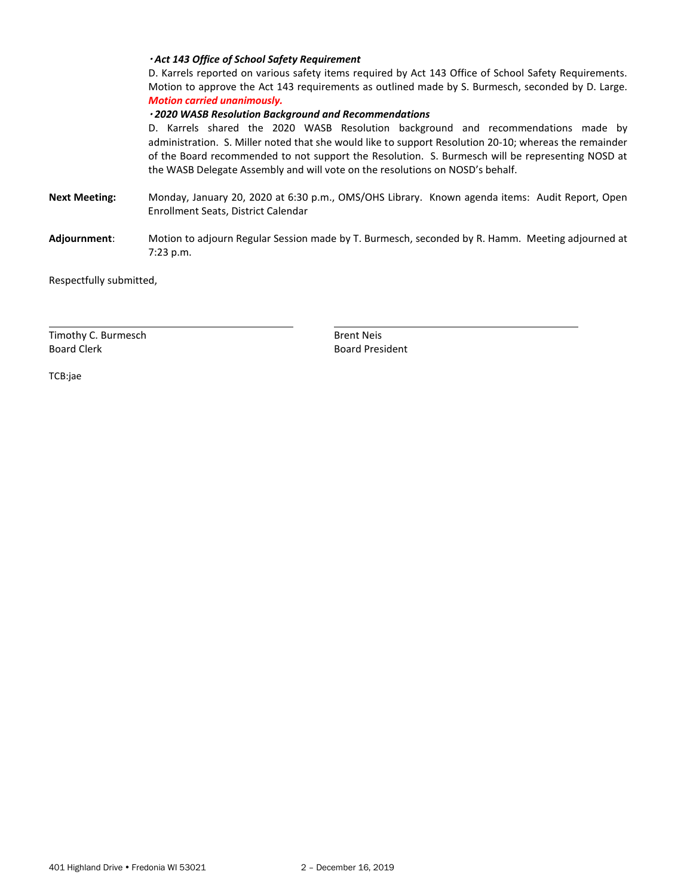***・Act 143 Office of School Safety Requirement***

D. Karrels reported on various safety items required by Act 143 Office of School Safety Requirements. Motion to approve the Act 143 requirements as outlined made by S. Burmesch, seconded by D. Large. ***Motion carried unanimously.***

***・2020 WASB Resolution Background and Recommendations***

D. Karrels shared the 2020 WASB Resolution background and recommendations made by administration. S. Miller noted that she would like to support Resolution 20-10; whereas the remainder of the Board recommended to not support the Resolution. S. Burmesch will be representing NOSD at the WASB Delegate Assembly and will vote on the resolutions on NOSD's behalf.

**Next Meeting:** Monday, January 20, 2020 at 6:30 p.m., OMS/OHS Library. Known agenda items: Audit Report, Open Enrollment Seats, District Calendar

**Adjournment**: Motion to adjourn Regular Session made by T. Burmesch, seconded by R. Hamm. Meeting adjourned at 7:23 p.m.

Respectfully submitted,

| | |
|---|---|
| Timothy C. Burmesch | Brent Neis |
| Board Clerk | Board President |

TCB:jae